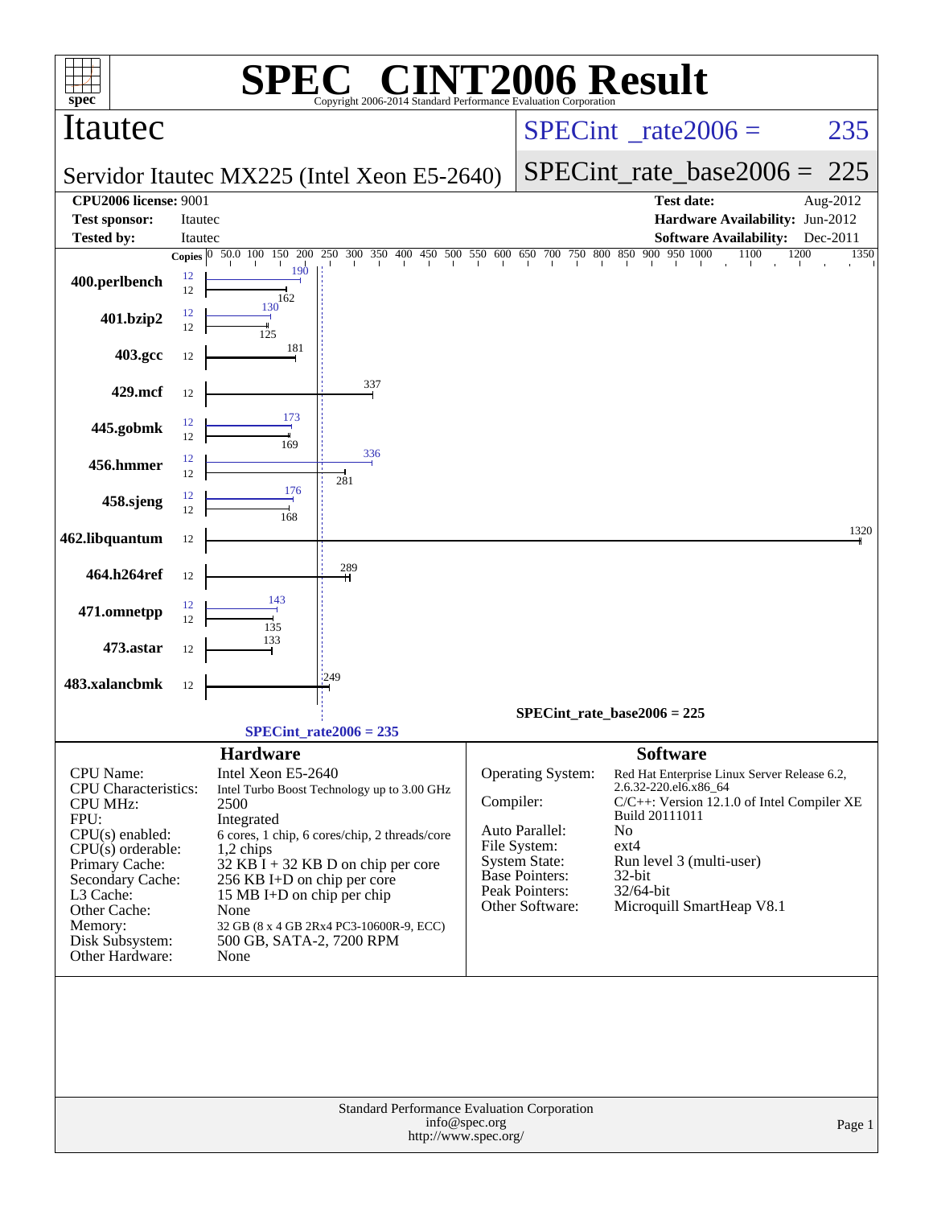# SPEC® CINT2006 Result

Copyright 2006-2014 Standard Performance Evaluation Corporation

## Itautec

### Servidor Itautec MX225 (Intel Xeon E5-2640)

SPECint_rate2006 = 235

SPECint_rate_base2006 = 225

| | | | |
|---|---|---|---|
| **CPU2006 license:** 9001 | | **Test date:** | Aug-2012 |
| **Test sponsor:** | Itautec | **Hardware Availability:** | Jun-2012 |
| **Tested by:** | Itautec | **Software Availability:** | Dec-2011 |

| Benchmark | Copies (peak) | Peak | Copies (base) | Base |
|---|---|---|---|---|
| 400.perlbench | 12 | 190 | 12 | 162 |
| 401.bzip2 | 12 | 130 | 12 | 125 |
| 403.gcc | | | 12 | 181 |
| 429.mcf | | | 12 | 337 |
| 445.gobmk | 12 | 173 | 12 | 169 |
| 456.hmmer | 12 | 336 | 12 | 281 |
| 458.sjeng | 12 | 176 | 12 | 168 |
| 462.libquantum | | | 12 | 1320 |
| 464.h264ref | | | 12 | 289 |
| 471.omnetpp | 12 | 143 | 12 | 135 |
| 473.astar | | | 12 | 133 |
| 483.xalancbmk | | | 12 | 249 |

SPECint_rate_base2006 = 225

SPECint_rate2006 = 235

## Hardware

| | |
|---|---|
| CPU Name: | Intel Xeon E5-2640 |
| CPU Characteristics: | Intel Turbo Boost Technology up to 3.00 GHz |
| CPU MHz: | 2500 |
| FPU: | Integrated |
| CPU(s) enabled: | 6 cores, 1 chip, 6 cores/chip, 2 threads/core |
| CPU(s) orderable: | 1,2 chips |
| Primary Cache: | 32 KB I + 32 KB D on chip per core |
| Secondary Cache: | 256 KB I+D on chip per core |
| L3 Cache: | 15 MB I+D on chip per chip |
| Other Cache: | None |
| Memory: | 32 GB (8 x 4 GB 2Rx4 PC3-10600R-9, ECC) |
| Disk Subsystem: | 500 GB, SATA-2, 7200 RPM |
| Other Hardware: | None |

## Software

| | |
|---|---|
| Operating System: | Red Hat Enterprise Linux Server Release 6.2, 2.6.32-220.el6.x86_64 |
| Compiler: | C/C++: Version 12.1.0 of Intel Compiler XE Build 20111011 |
| Auto Parallel: | No |
| File System: | ext4 |
| System State: | Run level 3 (multi-user) |
| Base Pointers: | 32-bit |
| Peak Pointers: | 32/64-bit |
| Other Software: | Microquill SmartHeap V8.1 |

Standard Performance Evaluation Corporation
info@spec.org
http://www.spec.org/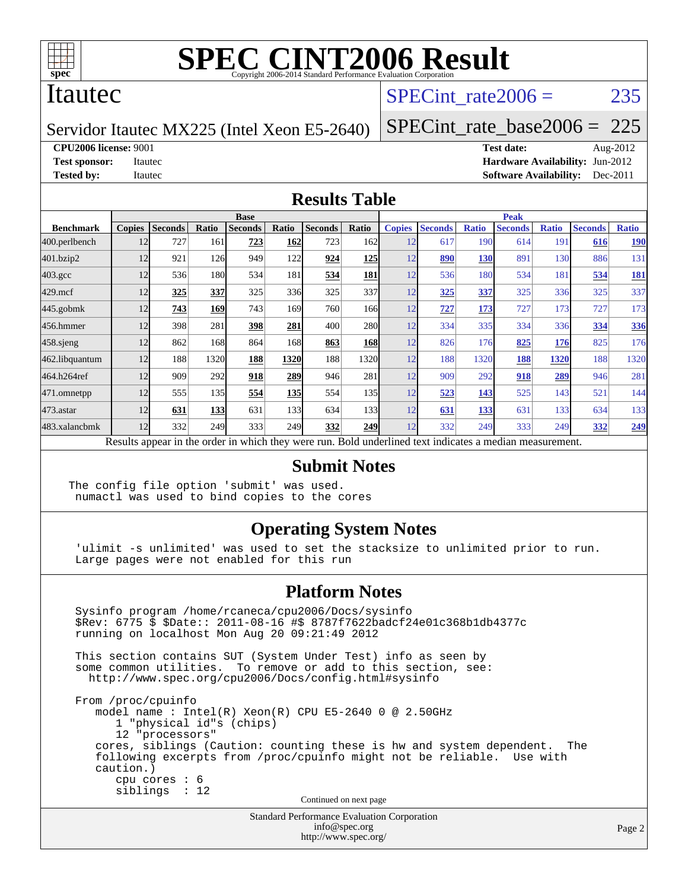# SPEC CINT2006 Result

Copyright 2006-2014 Standard Performance Evaluation Corporation

## Itautec

Servidor Itautec MX225 (Intel Xeon E5-2640)

SPECint_rate2006 = 235

SPECint_rate_base2006 = 225

**CPU2006 license:** 9001
**Test sponsor:** Itautec
**Tested by:** Itautec

**Test date:** Aug-2012
**Hardware Availability:** Jun-2012
**Software Availability:** Dec-2011

## Results Table

| | Base | | | | | | | Peak | | | | | | |
|---|---|---|---|---|---|---|---|---|---|---|---|---|---|---|
| **Benchmark** | **Copies** | **Seconds** | **Ratio** | **Seconds** | **Ratio** | **Seconds** | **Ratio** | **Copies** | **Seconds** | **Ratio** | **Seconds** | **Ratio** | **Seconds** | **Ratio** |
| 400.perlbench | 12 | 727 | 161 | **723** | **162** | 723 | 162 | 12 | 617 | 190 | 614 | 191 | **616** | **190** |
| 401.bzip2 | 12 | 921 | 126 | 949 | 122 | **924** | **125** | 12 | **890** | **130** | 891 | 130 | 886 | 131 |
| 403.gcc | 12 | 536 | 180 | 534 | 181 | **534** | **181** | 12 | 536 | 180 | 534 | 181 | **534** | **181** |
| 429.mcf | 12 | **325** | **337** | 325 | 336 | 325 | 337 | 12 | **325** | **337** | 325 | 336 | 325 | 337 |
| 445.gobmk | 12 | **743** | **169** | 743 | 169 | 760 | 166 | 12 | **727** | **173** | 727 | 173 | 727 | 173 |
| 456.hmmer | 12 | 398 | 281 | **398** | **281** | 400 | 280 | 12 | 334 | 335 | 334 | 336 | **334** | **336** |
| 458.sjeng | 12 | 862 | 168 | 864 | 168 | **863** | **168** | 12 | 826 | 176 | **825** | **176** | 825 | 176 |
| 462.libquantum | 12 | 188 | 1320 | **188** | **1320** | 188 | 1320 | 12 | 188 | 1320 | **188** | **1320** | 188 | 1320 |
| 464.h264ref | 12 | 909 | 292 | **918** | **289** | 946 | 281 | 12 | 909 | 292 | **918** | **289** | 946 | 281 |
| 471.omnetpp | 12 | 555 | 135 | **554** | **135** | 554 | 135 | 12 | **523** | **143** | 525 | 143 | 521 | 144 |
| 473.astar | 12 | **631** | **133** | 631 | 133 | 634 | 133 | 12 | **631** | **133** | 631 | 133 | 634 | 133 |
| 483.xalancbmk | 12 | 332 | 249 | 333 | 249 | **332** | **249** | 12 | 332 | 249 | 333 | 249 | **332** | **249** |

Results appear in the order in which they were run. Bold underlined text indicates a median measurement.

## Submit Notes

```
The config file option 'submit' was used.
 numactl was used to bind copies to the cores
```

## Operating System Notes

```
'ulimit -s unlimited' was used to set the stacksize to unlimited prior to run.
Large pages were not enabled for this run
```

## Platform Notes

```
Sysinfo program /home/rcaneca/cpu2006/Docs/sysinfo
$Rev: 6775 $ $Date:: 2011-08-16 #$ 8787f7622badcf24e01c368b1db4377c
running on localhost Mon Aug 20 09:21:49 2012

This section contains SUT (System Under Test) info as seen by
some common utilities.  To remove or add to this section, see:
  http://www.spec.org/cpu2006/Docs/config.html#sysinfo

From /proc/cpuinfo
   model name : Intel(R) Xeon(R) CPU E5-2640 0 @ 2.50GHz
      1 "physical id"s (chips)
      12 "processors"
   cores, siblings (Caution: counting these is hw and system dependent.  The
   following excerpts from /proc/cpuinfo might not be reliable.  Use with
   caution.)
      cpu cores : 6
      siblings  : 12
```

Continued on next page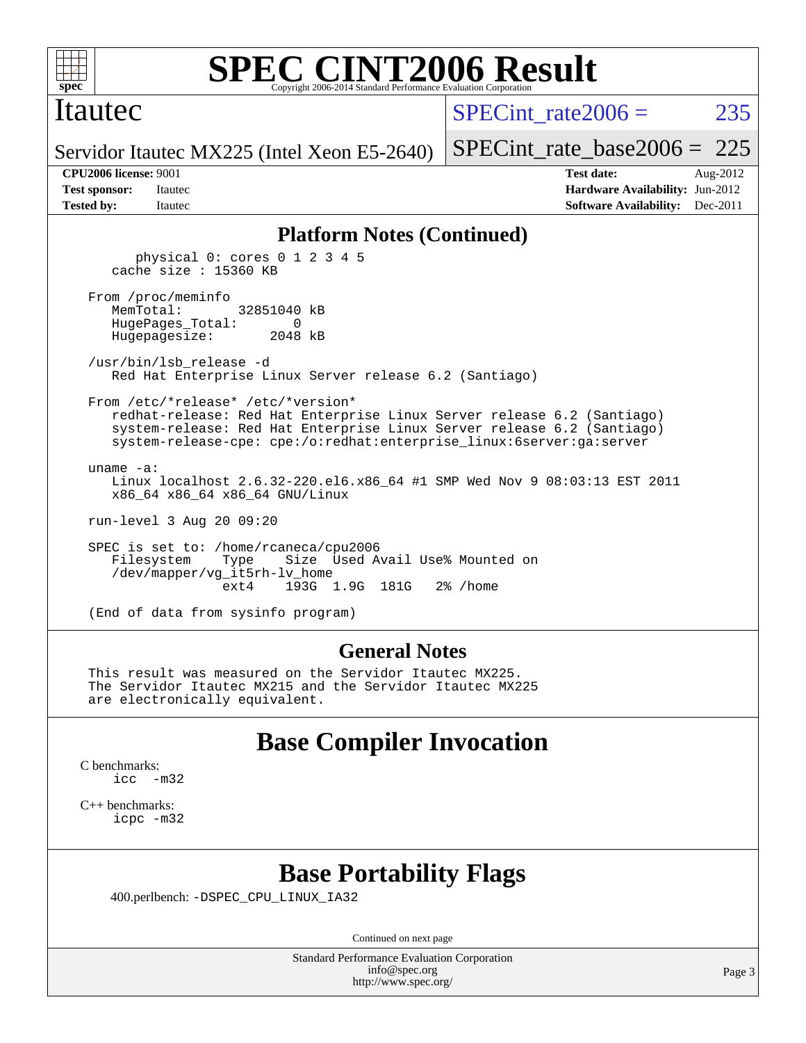# SPEC CINT2006 Result

Copyright 2006-2014 Standard Performance Evaluation Corporation

## Itautec

Servidor Itautec MX225 (Intel Xeon E5-2640)

SPECint_rate2006 = 235

SPECint_rate_base2006 = 225

| | | | |
|---|---|---|---|
| **CPU2006 license:** 9001 | | **Test date:** | Aug-2012 |
| **Test sponsor:** | Itautec | **Hardware Availability:** | Jun-2012 |
| **Tested by:** | Itautec | **Software Availability:** | Dec-2011 |

## Platform Notes (Continued)

```
        physical 0: cores 0 1 2 3 4 5
    cache size : 15360 KB

 From /proc/meminfo
    MemTotal:       32851040 kB
    HugePages_Total:       0
    Hugepagesize:       2048 kB

 /usr/bin/lsb_release -d
    Red Hat Enterprise Linux Server release 6.2 (Santiago)

 From /etc/*release* /etc/*version*
    redhat-release: Red Hat Enterprise Linux Server release 6.2 (Santiago)
    system-release: Red Hat Enterprise Linux Server release 6.2 (Santiago)
    system-release-cpe: cpe:/o:redhat:enterprise_linux:6server:ga:server

 uname -a:
    Linux localhost 2.6.32-220.el6.x86_64 #1 SMP Wed Nov 9 08:03:13 EST 2011
    x86_64 x86_64 x86_64 GNU/Linux

 run-level 3 Aug 20 09:20

 SPEC is set to: /home/rcaneca/cpu2006
    Filesystem     Type    Size  Used Avail Use% Mounted on
    /dev/mapper/vg_it5rh-lv_home
                   ext4    193G  1.9G  181G   2% /home

 (End of data from sysinfo program)
```

## General Notes

```
 This result was measured on the Servidor Itautec MX225.
 The Servidor Itautec MX215 and the Servidor Itautec MX225
 are electronically equivalent.
```

## Base Compiler Invocation

C benchmarks:
```
icc   -m32
```

C++ benchmarks:
```
icpc -m32
```

## Base Portability Flags

400.perlbench: -DSPEC_CPU_LINUX_IA32

Continued on next page

Standard Performance Evaluation Corporation
info@spec.org
http://www.spec.org/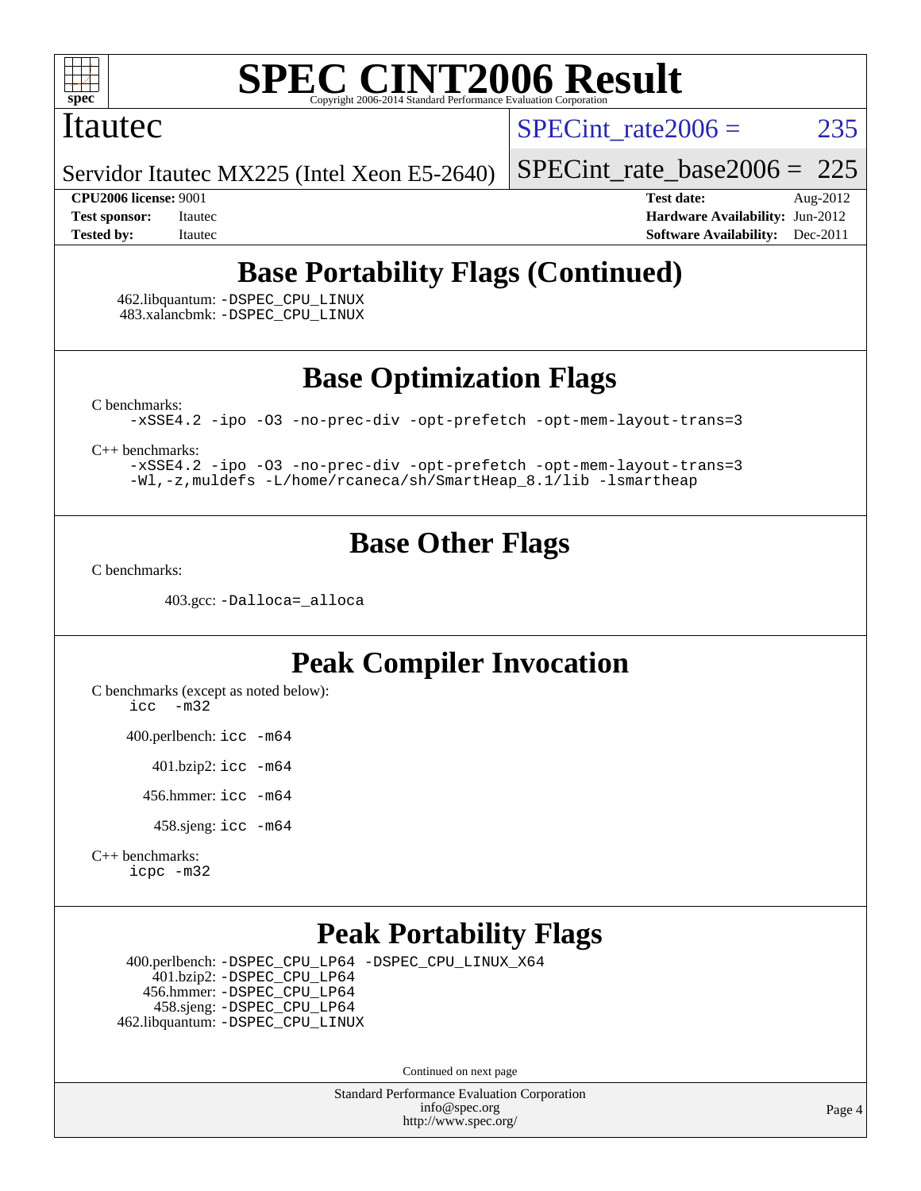# SPEC CINT2006 Result

Copyright 2006-2014 Standard Performance Evaluation Corporation

## Itautec

Servidor Itautec MX225 (Intel Xeon E5-2640)

SPECint_rate2006 = 235

SPECint_rate_base2006 = 225

**CPU2006 license:** 9001
**Test sponsor:** Itautec
**Tested by:** Itautec

**Test date:** Aug-2012
**Hardware Availability:** Jun-2012
**Software Availability:** Dec-2011

## Base Portability Flags (Continued)

462.libquantum: `-DSPEC_CPU_LINUX`
483.xalancbmk: `-DSPEC_CPU_LINUX`

## Base Optimization Flags

C benchmarks:

```
-xSSE4.2 -ipo -O3 -no-prec-div -opt-prefetch -opt-mem-layout-trans=3
```

C++ benchmarks:

```
-xSSE4.2 -ipo -O3 -no-prec-div -opt-prefetch -opt-mem-layout-trans=3
-Wl,-z,muldefs -L/home/rcaneca/sh/SmartHeap_8.1/lib -lsmartheap
```

## Base Other Flags

C benchmarks:

403.gcc: `-Dalloca=_alloca`

## Peak Compiler Invocation

C benchmarks (except as noted below):

```
icc  -m32
```

400.perlbench: `icc -m64`

401.bzip2: `icc -m64`

456.hmmer: `icc -m64`

458.sjeng: `icc -m64`

C++ benchmarks:

```
icpc -m32
```

## Peak Portability Flags

400.perlbench: `-DSPEC_CPU_LP64 -DSPEC_CPU_LINUX_X64`
401.bzip2: `-DSPEC_CPU_LP64`
456.hmmer: `-DSPEC_CPU_LP64`
458.sjeng: `-DSPEC_CPU_LP64`
462.libquantum: `-DSPEC_CPU_LINUX`

Continued on next page

Standard Performance Evaluation Corporation
info@spec.org
http://www.spec.org/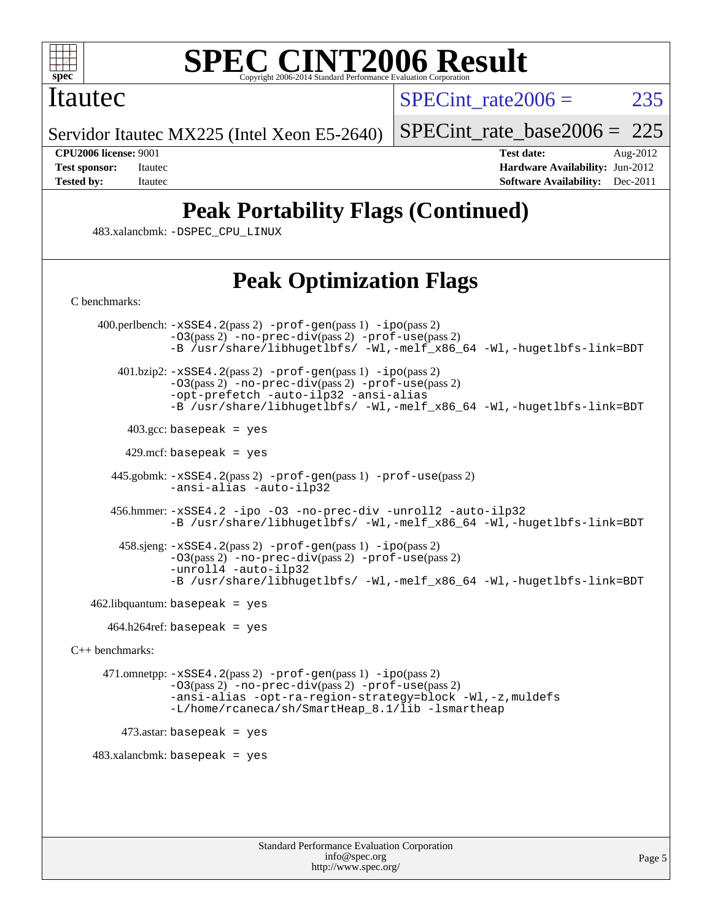# Peak Portability Flags (Continued)

483.xalancbmk: -DSPEC_CPU_LINUX

# Peak Optimization Flags

C benchmarks:

400.perlbench: -xSSE4.2(pass 2) -prof-gen(pass 1) -ipo(pass 2) -O3(pass 2) -no-prec-div(pass 2) -prof-use(pass 2) -B /usr/share/libhugetlbfs/ -Wl,-melf_x86_64 -Wl,-hugetlbfs-link=BDT

401.bzip2: -xSSE4.2(pass 2) -prof-gen(pass 1) -ipo(pass 2) -O3(pass 2) -no-prec-div(pass 2) -prof-use(pass 2) -opt-prefetch -auto-ilp32 -ansi-alias -B /usr/share/libhugetlbfs/ -Wl,-melf_x86_64 -Wl,-hugetlbfs-link=BDT

403.gcc: basepeak = yes

429.mcf: basepeak = yes

445.gobmk: -xSSE4.2(pass 2) -prof-gen(pass 1) -prof-use(pass 2) -ansi-alias -auto-ilp32

456.hmmer: -xSSE4.2 -ipo -O3 -no-prec-div -unroll2 -auto-ilp32 -B /usr/share/libhugetlbfs/ -Wl,-melf_x86_64 -Wl,-hugetlbfs-link=BDT

458.sjeng: -xSSE4.2(pass 2) -prof-gen(pass 1) -ipo(pass 2) -O3(pass 2) -no-prec-div(pass 2) -prof-use(pass 2) -unroll4 -auto-ilp32 -B /usr/share/libhugetlbfs/ -Wl,-melf_x86_64 -Wl,-hugetlbfs-link=BDT

462.libquantum: basepeak = yes

464.h264ref: basepeak = yes

C++ benchmarks:

471.omnetpp: -xSSE4.2(pass 2) -prof-gen(pass 1) -ipo(pass 2) -O3(pass 2) -no-prec-div(pass 2) -prof-use(pass 2) -ansi-alias -opt-ra-region-strategy=block -Wl,-z,muldefs -L/home/rcaneca/sh/SmartHeap_8.1/lib -lsmartheap

473.astar: basepeak = yes

483.xalancbmk: basepeak = yes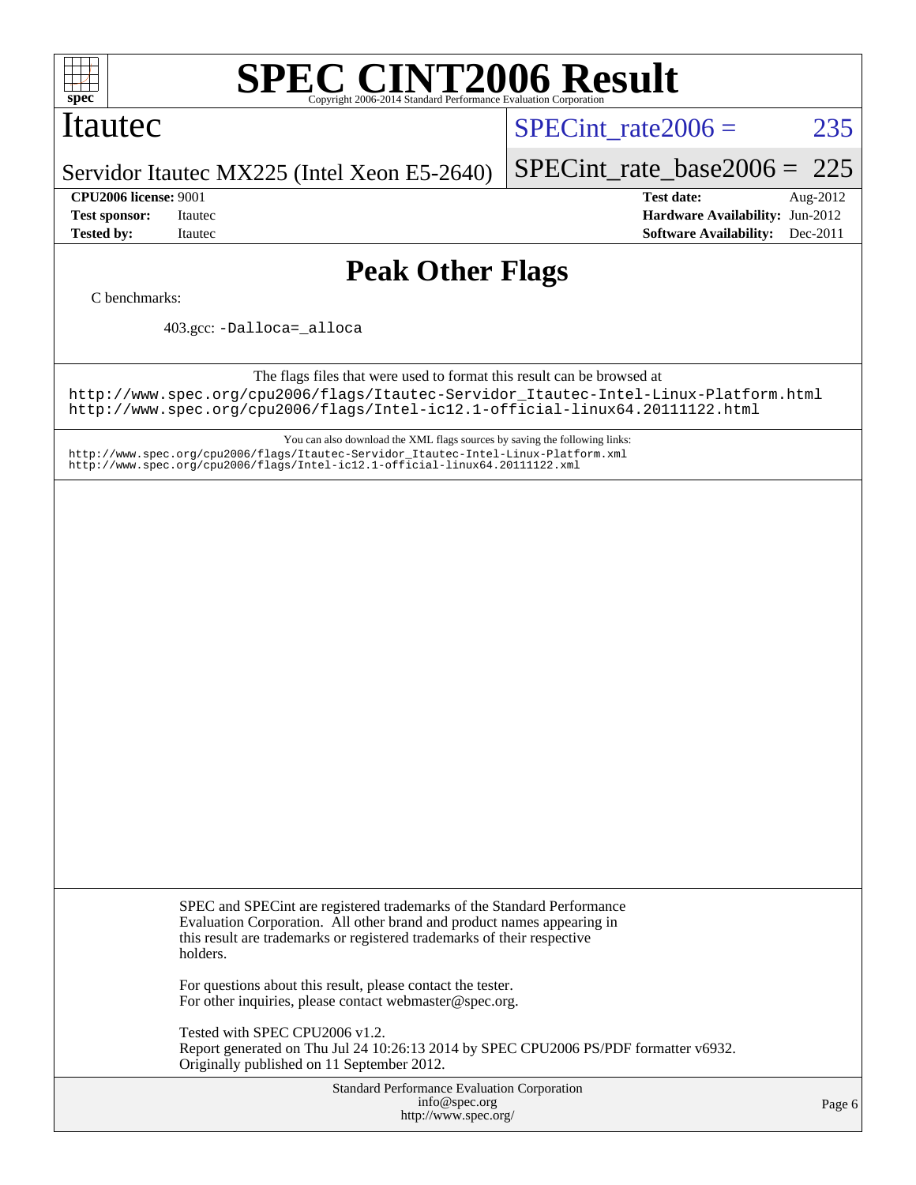# Peak Other Flags

C benchmarks:

403.gcc: -Dalloca=_alloca

The flags files that were used to format this result can be browsed at
http://www.spec.org/cpu2006/flags/Itautec-Servidor_Itautec-Intel-Linux-Platform.html
http://www.spec.org/cpu2006/flags/Intel-ic12.1-official-linux64.20111122.html

You can also download the XML flags sources by saving the following links:
http://www.spec.org/cpu2006/flags/Itautec-Servidor_Itautec-Intel-Linux-Platform.xml
http://www.spec.org/cpu2006/flags/Intel-ic12.1-official-linux64.20111122.xml

SPEC and SPECint are registered trademarks of the Standard Performance Evaluation Corporation. All other brand and product names appearing in this result are trademarks or registered trademarks of their respective holders.

For questions about this result, please contact the tester.
For other inquiries, please contact webmaster@spec.org.

Tested with SPEC CPU2006 v1.2.
Report generated on Thu Jul 24 10:26:13 2014 by SPEC CPU2006 PS/PDF formatter v6932.
Originally published on 11 September 2012.